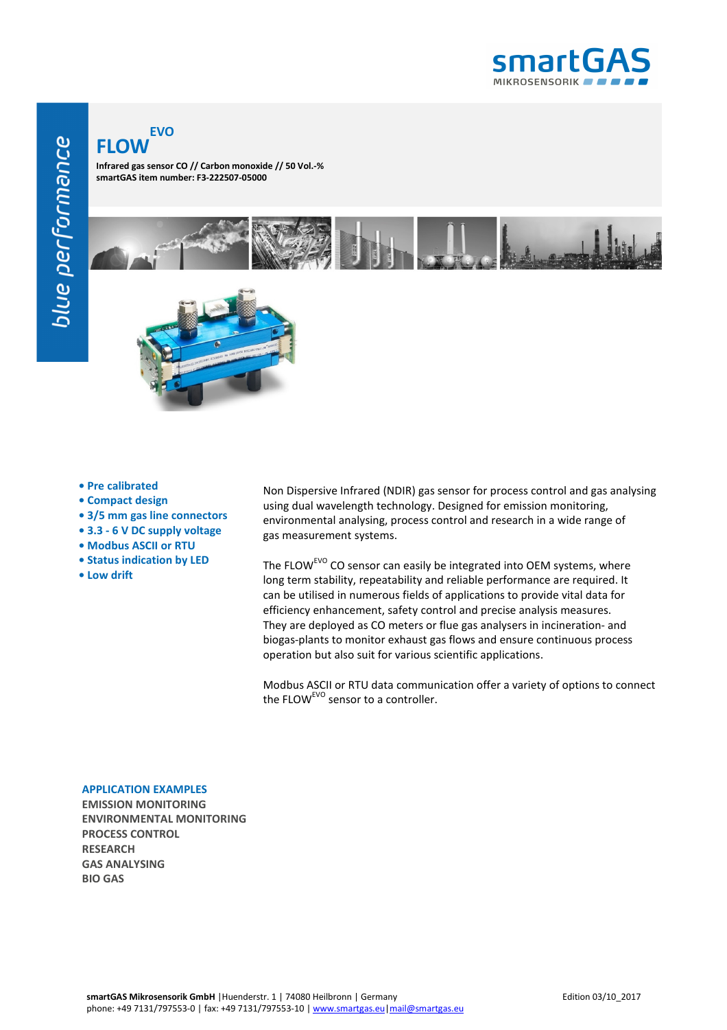smartGAS MIKROSENSORIK

blue performance

# FLOW[EVO]

**Infrared gas sensor CO // Carbon monoxide // 50 Vol.-%**
**smartGAS item number: F3-222507-05000**

- **Pre calibrated**
- **Compact design**
- **3/5 mm gas line connectors**
- **3.3 - 6 V DC supply voltage**
- **Modbus ASCII or RTU**
- **Status indication by LED**
- **Low drift**

Non Dispersive Infrared (NDIR) gas sensor for process control and gas analysing using dual wavelength technology. Designed for emission monitoring, environmental analysing, process control and research in a wide range of gas measurement systems.

The FLOW[EVO] CO sensor can easily be integrated into OEM systems, where long term stability, repeatability and reliable performance are required. It can be utilised in numerous fields of applications to provide vital data for efficiency enhancement, safety control and precise analysis measures. They are deployed as CO meters or flue gas analysers in incineration- and biogas-plants to monitor exhaust gas flows and ensure continuous process operation but also suit for various scientific applications.

Modbus ASCII or RTU data communication offer a variety of options to connect the FLOW[EVO] sensor to a controller.

## APPLICATION EXAMPLES

**EMISSION MONITORING**
**ENVIRONMENTAL MONITORING**
**PROCESS CONTROL**
**RESEARCH**
**GAS ANALYSING**
**BIO GAS**

**smartGAS Mikrosensorik GmbH** | Huenderstr. 1 | 74080 Heilbronn | Germany
phone: +49 7131/797553-0 | fax: +49 7131/797553-10 | www.smartgas.eu | mail@smartgas.eu

Edition 03/10_2017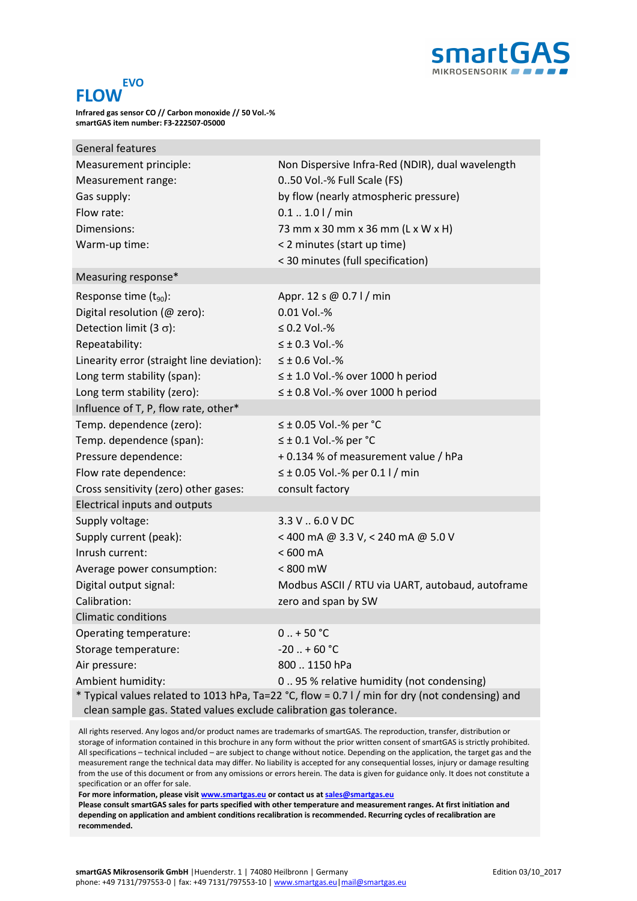# FLOW$^{EVO}$

**Infrared gas sensor CO // Carbon monoxide // 50 Vol.-%**
**smartGAS item number: F3-222507-05000**

| | |
|---|---|
| **General features** | |
| Measurement principle: | Non Dispersive Infra-Red (NDIR), dual wavelength |
| Measurement range: | 0..50 Vol.-% Full Scale (FS) |
| Gas supply: | by flow (nearly atmospheric pressure) |
| Flow rate: | 0.1 .. 1.0 l / min |
| Dimensions: | 73 mm x 30 mm x 36 mm (L x W x H) |
| Warm-up time: | < 2 minutes (start up time) |
| | < 30 minutes (full specification) |
| **Measuring response*** | |
| Response time ($t_{90}$): | Appr. 12 s @ 0.7 l / min |
| Digital resolution (@ zero): | 0.01 Vol.-% |
| Detection limit (3 $\sigma$): | ≤ 0.2 Vol.-% |
| Repeatability: | ≤ ± 0.3 Vol.-% |
| Linearity error (straight line deviation): | ≤ ± 0.6 Vol.-% |
| Long term stability (span): | ≤ ± 1.0 Vol.-% over 1000 h period |
| Long term stability (zero): | ≤ ± 0.8 Vol.-% over 1000 h period |
| **Influence of T, P, flow rate, other*** | |
| Temp. dependence (zero): | ≤ ± 0.05 Vol.-% per °C |
| Temp. dependence (span): | ≤ ± 0.1 Vol.-% per °C |
| Pressure dependence: | + 0.134 % of measurement value / hPa |
| Flow rate dependence: | ≤ ± 0.05 Vol.-% per 0.1 l / min |
| Cross sensitivity (zero) other gases: | consult factory |
| **Electrical inputs and outputs** | |
| Supply voltage: | 3.3 V .. 6.0 V DC |
| Supply current (peak): | < 400 mA @ 3.3 V, < 240 mA @ 5.0 V |
| Inrush current: | < 600 mA |
| Average power consumption: | < 800 mW |
| Digital output signal: | Modbus ASCII / RTU via UART, autobaud, autoframe |
| Calibration: | zero and span by SW |
| **Climatic conditions** | |
| Operating temperature: | 0 .. + 50 °C |
| Storage temperature: | -20 .. + 60 °C |
| Air pressure: | 800 .. 1150 hPa |
| Ambient humidity: | 0 .. 95 % relative humidity (not condensing) |

* Typical values related to 1013 hPa, Ta=22 °C, flow = 0.7 l / min for dry (not condensing) and clean sample gas. Stated values exclude calibration gas tolerance.

All rights reserved. Any logos and/or product names are trademarks of smartGAS. The reproduction, transfer, distribution or storage of information contained in this brochure in any form without the prior written consent of smartGAS is strictly prohibited. All specifications – technical included – are subject to change without notice. Depending on the application, the target gas and the measurement range the technical data may differ. No liability is accepted for any consequential losses, injury or damage resulting from the use of this document or from any omissions or errors herein. The data is given for guidance only. It does not constitute a specification or an offer for sale.

**For more information, please visit www.smartgas.eu or contact us at sales@smartgas.eu**

**Please consult smartGAS sales for parts specified with other temperature and measurement ranges. At first initiation and depending on application and ambient conditions recalibration is recommended. Recurring cycles of recalibration are recommended.**

**smartGAS Mikrosensorik GmbH** | Huenderstr. 1 | 74080 Heilbronn | Germany
phone: +49 7131/797553-0 | fax: +49 7131/797553-10 | www.smartgas.eu | mail@smartgas.eu

Edition 03/10_2017